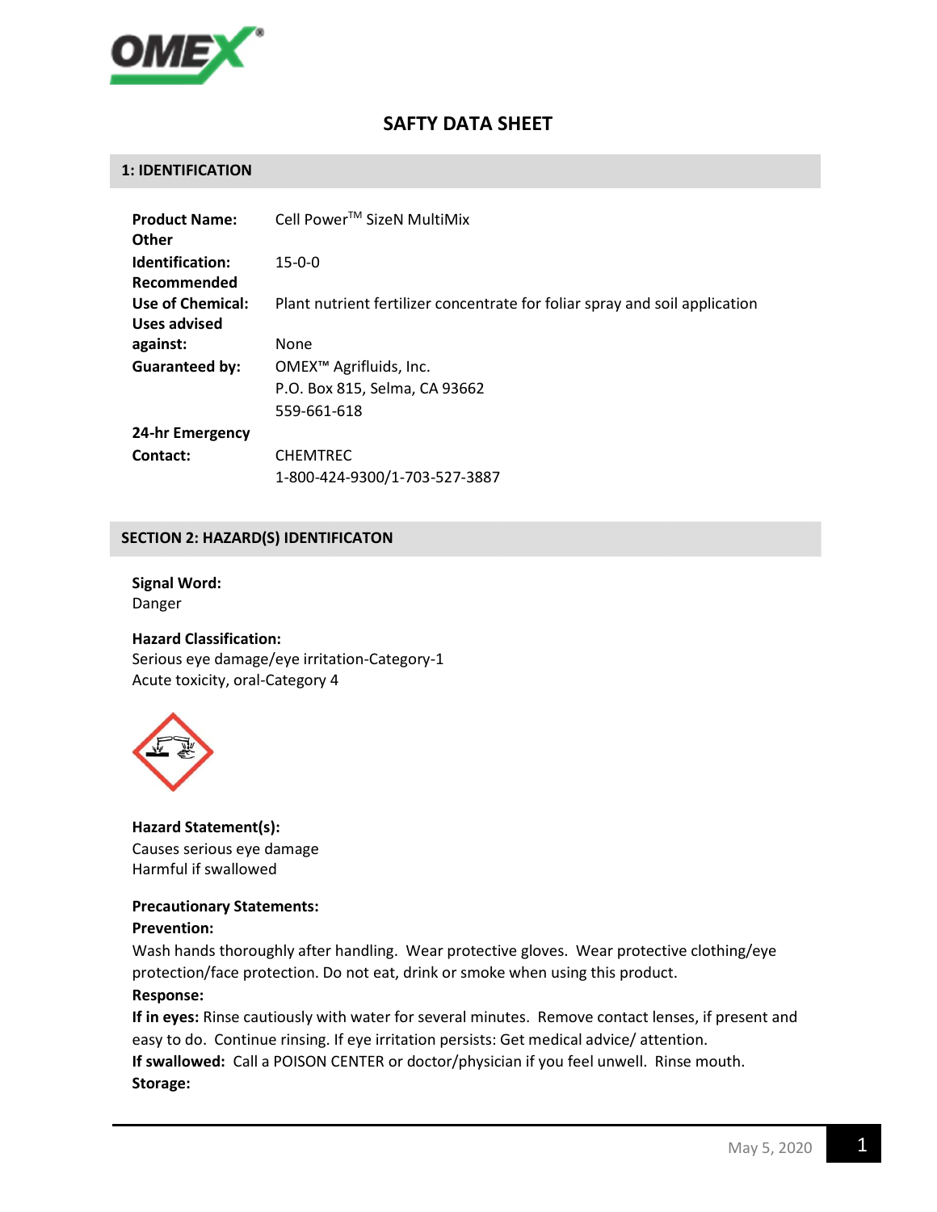# SAFTY DATA SHEET

## 1: IDENTIFICATION

| | |
|---|---|
| **Product Name:** | Cell Power™ SizeN MultiMix |
| **Other Identification:** | 15-0-0 |
| **Recommended Use of Chemical:** | Plant nutrient fertilizer concentrate for foliar spray and soil application |
| **Uses advised against:** | None |
| **Guaranteed by:** | OMEX™ Agrifluids, Inc.<br>P.O. Box 815, Selma, CA 93662<br>559-661-618 |
| **24-hr Emergency Contact:** | CHEMTREC<br>1-800-424-9300/1-703-527-3887 |

## SECTION 2: HAZARD(S) IDENTIFICATON

**Signal Word:**
Danger

**Hazard Classification:**
Serious eye damage/eye irritation-Category-1
Acute toxicity, oral-Category 4

**Hazard Statement(s):**
Causes serious eye damage
Harmful if swallowed

**Precautionary Statements:**

**Prevention:**
Wash hands thoroughly after handling. Wear protective gloves. Wear protective clothing/eye protection/face protection. Do not eat, drink or smoke when using this product.

**Response:**
**If in eyes:** Rinse cautiously with water for several minutes. Remove contact lenses, if present and easy to do. Continue rinsing. If eye irritation persists: Get medical advice/ attention.
**If swallowed:** Call a POISON CENTER or doctor/physician if you feel unwell. Rinse mouth.

**Storage:**

May 5, 2020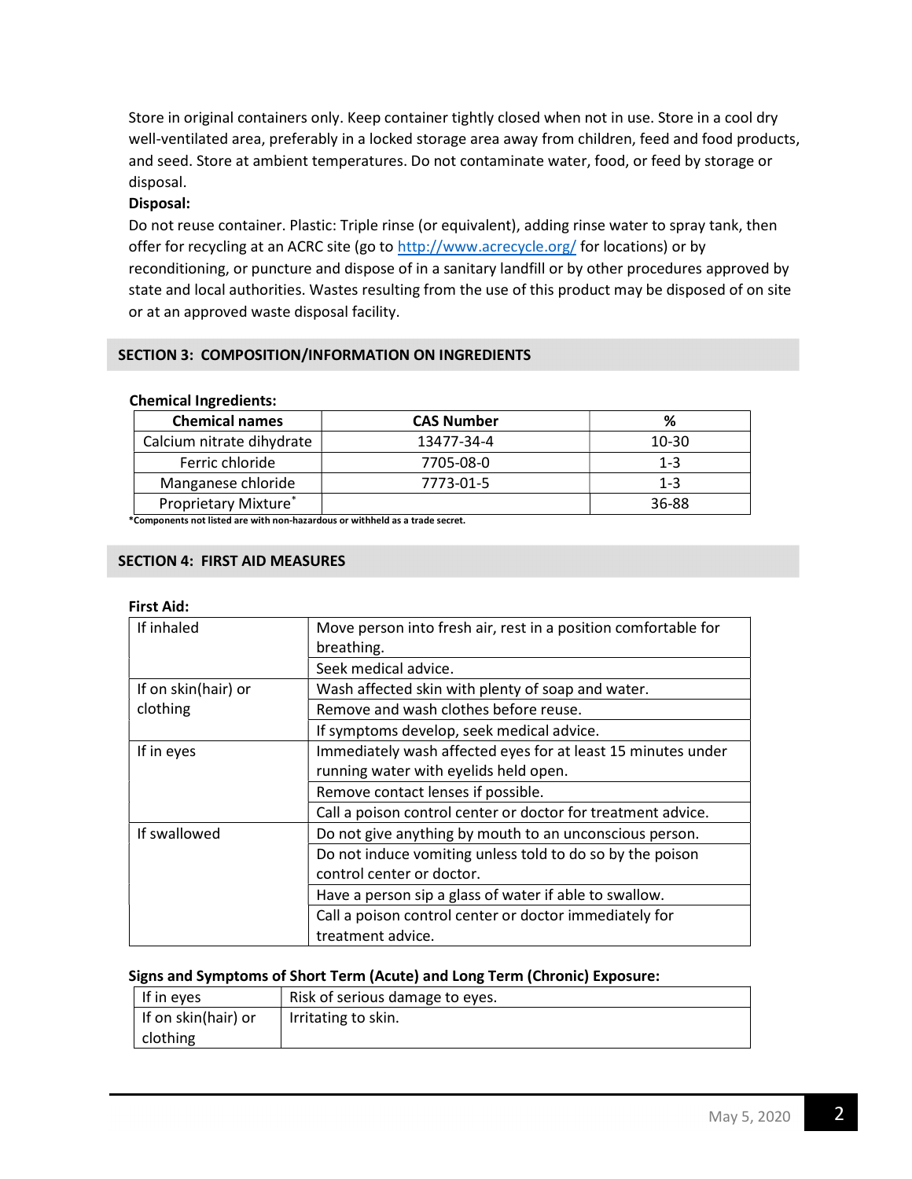Store in original containers only. Keep container tightly closed when not in use. Store in a cool dry well-ventilated area, preferably in a locked storage area away from children, feed and food products, and seed. Store at ambient temperatures. Do not contaminate water, food, or feed by storage or disposal.

**Disposal:**

Do not reuse container. Plastic: Triple rinse (or equivalent), adding rinse water to spray tank, then offer for recycling at an ACRC site (go to http://www.acrecycle.org/ for locations) or by reconditioning, or puncture and dispose of in a sanitary landfill or by other procedures approved by state and local authorities. Wastes resulting from the use of this product may be disposed of on site or at an approved waste disposal facility.

## SECTION 3: COMPOSITION/INFORMATION ON INGREDIENTS

**Chemical Ingredients:**

| Chemical names | CAS Number | % |
|---|---|---|
| Calcium nitrate dihydrate | 13477-34-4 | 10-30 |
| Ferric chloride | 7705-08-0 | 1-3 |
| Manganese chloride | 7773-01-5 | 1-3 |
| Proprietary Mixture* | | 36-88 |

**\*Components not listed are with non-hazardous or withheld as a trade secret.**

## SECTION 4: FIRST AID MEASURES

**First Aid:**

| | |
|---|---|
| If inhaled | Move person into fresh air, rest in a position comfortable for breathing. |
| | Seek medical advice. |
| If on skin(hair) or clothing | Wash affected skin with plenty of soap and water. |
| | Remove and wash clothes before reuse. |
| | If symptoms develop, seek medical advice. |
| If in eyes | Immediately wash affected eyes for at least 15 minutes under running water with eyelids held open. |
| | Remove contact lenses if possible. |
| | Call a poison control center or doctor for treatment advice. |
| If swallowed | Do not give anything by mouth to an unconscious person. |
| | Do not induce vomiting unless told to do so by the poison control center or doctor. |
| | Have a person sip a glass of water if able to swallow. |
| | Call a poison control center or doctor immediately for treatment advice. |

**Signs and Symptoms of Short Term (Acute) and Long Term (Chronic) Exposure:**

| | |
|---|---|
| If in eyes | Risk of serious damage to eyes. |
| If on skin(hair) or clothing | Irritating to skin. |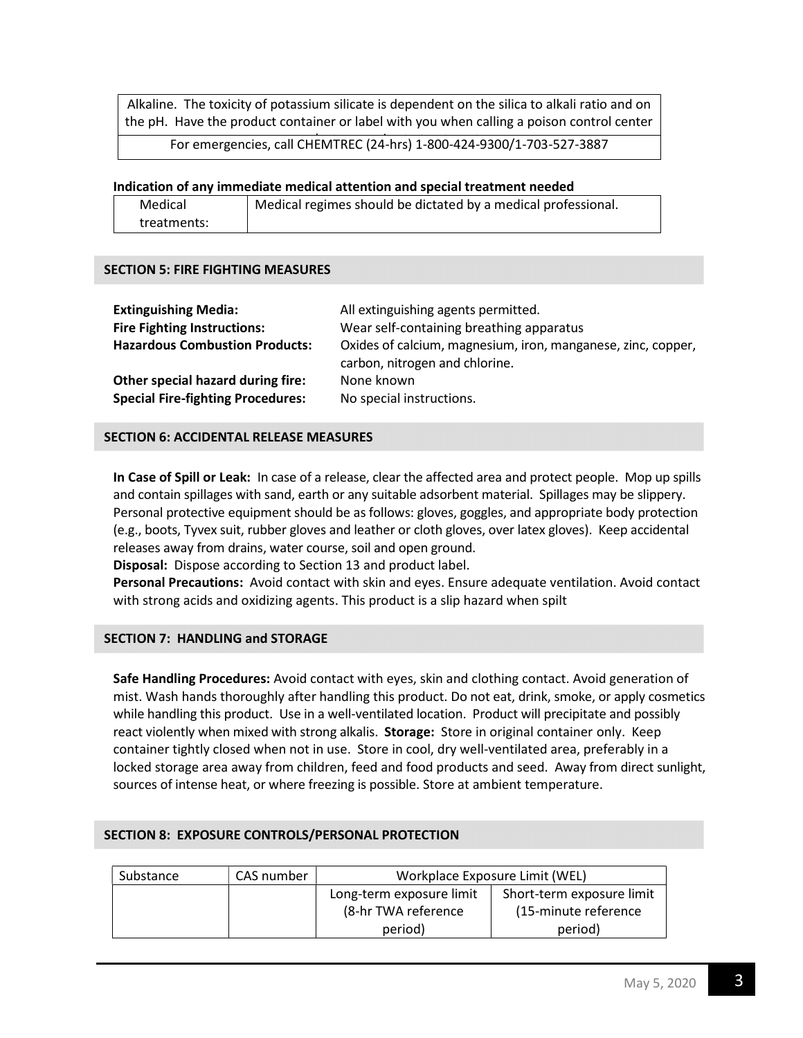| Alkaline. The toxicity of potassium silicate is dependent on the silica to alkali ratio and on the pH. Have the product container or label with you when calling a poison control center |
|---|
| For emergencies, call CHEMTREC (24-hrs) 1-800-424-9300/1-703-527-3887 |

**Indication of any immediate medical attention and special treatment needed**

| Medical treatments: | Medical regimes should be dictated by a medical professional. |
|---|---|

## SECTION 5: FIRE FIGHTING MEASURES

**Extinguishing Media:** All extinguishing agents permitted.
**Fire Fighting Instructions:** Wear self-containing breathing apparatus
**Hazardous Combustion Products:** Oxides of calcium, magnesium, iron, manganese, zinc, copper, carbon, nitrogen and chlorine.
**Other special hazard during fire:** None known
**Special Fire-fighting Procedures:** No special instructions.

## SECTION 6: ACCIDENTAL RELEASE MEASURES

**In Case of Spill or Leak:** In case of a release, clear the affected area and protect people. Mop up spills and contain spillages with sand, earth or any suitable adsorbent material. Spillages may be slippery. Personal protective equipment should be as follows: gloves, goggles, and appropriate body protection (e.g., boots, Tyvex suit, rubber gloves and leather or cloth gloves, over latex gloves). Keep accidental releases away from drains, water course, soil and open ground.
**Disposal:** Dispose according to Section 13 and product label.
**Personal Precautions:** Avoid contact with skin and eyes. Ensure adequate ventilation. Avoid contact with strong acids and oxidizing agents. This product is a slip hazard when spilt

## SECTION 7: HANDLING and STORAGE

**Safe Handling Procedures:** Avoid contact with eyes, skin and clothing contact. Avoid generation of mist. Wash hands thoroughly after handling this product. Do not eat, drink, smoke, or apply cosmetics while handling this product. Use in a well-ventilated location. Product will precipitate and possibly react violently when mixed with strong alkalis. **Storage:** Store in original container only. Keep container tightly closed when not in use. Store in cool, dry well-ventilated area, preferably in a locked storage area away from children, feed and food products and seed. Away from direct sunlight, sources of intense heat, or where freezing is possible. Store at ambient temperature.

## SECTION 8: EXPOSURE CONTROLS/PERSONAL PROTECTION

| Substance | CAS number | Workplace Exposure Limit (WEL) | |
|---|---|---|---|
| | | Long-term exposure limit (8-hr TWA reference period) | Short-term exposure limit (15-minute reference period) |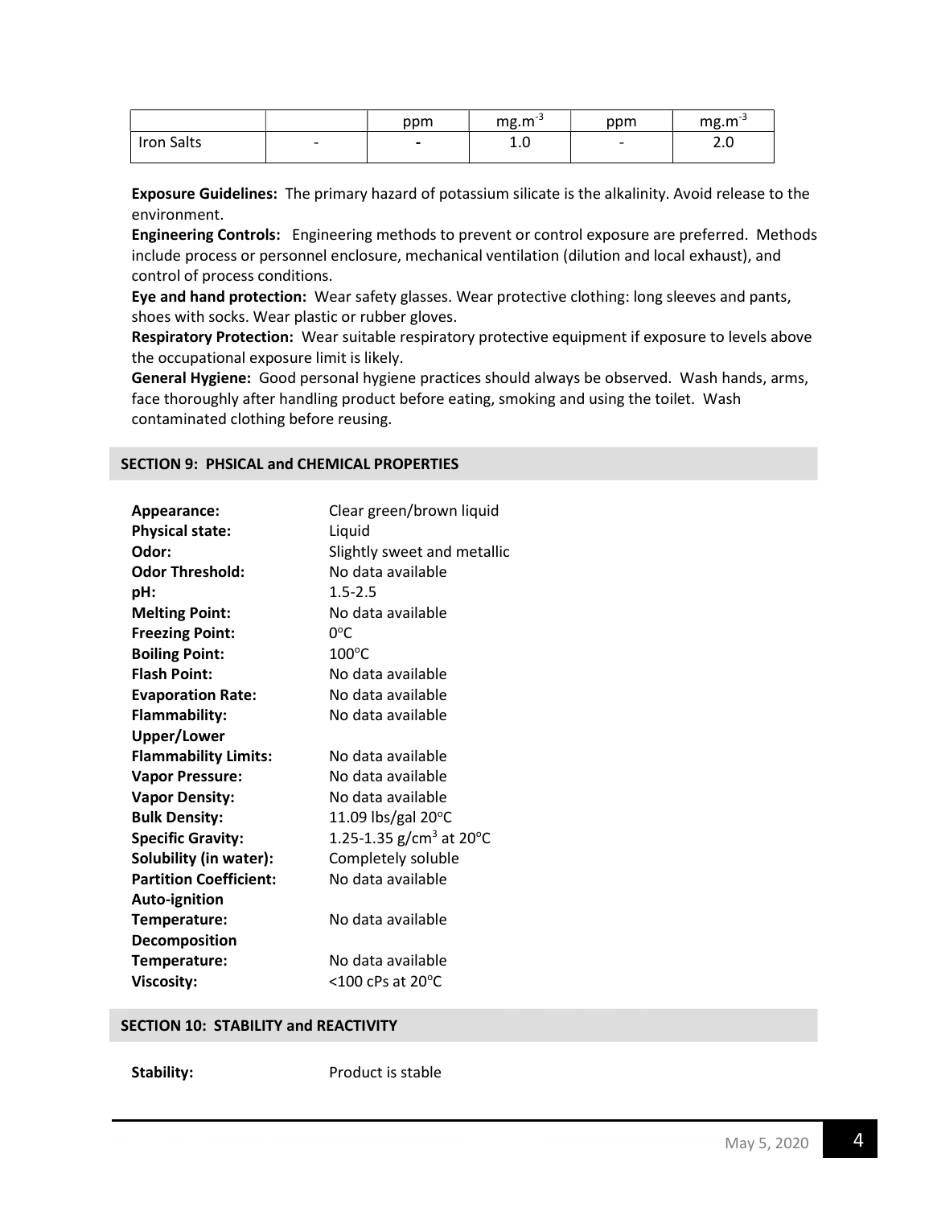| | | ppm | $mg.m^{-3}$ | ppm | $mg.m^{-3}$ |
|---|---|---|---|---|---|
| Iron Salts | - | - | 1.0 | - | 2.0 |

**Exposure Guidelines:** The primary hazard of potassium silicate is the alkalinity. Avoid release to the environment.

**Engineering Controls:** Engineering methods to prevent or control exposure are preferred. Methods include process or personnel enclosure, mechanical ventilation (dilution and local exhaust), and control of process conditions.

**Eye and hand protection:** Wear safety glasses. Wear protective clothing: long sleeves and pants, shoes with socks. Wear plastic or rubber gloves.

**Respiratory Protection:** Wear suitable respiratory protective equipment if exposure to levels above the occupational exposure limit is likely.

**General Hygiene:** Good personal hygiene practices should always be observed. Wash hands, arms, face thoroughly after handling product before eating, smoking and using the toilet. Wash contaminated clothing before reusing.

## SECTION 9: PHSICAL and CHEMICAL PROPERTIES

**Appearance:** Clear green/brown liquid
**Physical state:** Liquid
**Odor:** Slightly sweet and metallic
**Odor Threshold:** No data available
**pH:** 1.5-2.5
**Melting Point:** No data available
**Freezing Point:** 0°C
**Boiling Point:** 100°C
**Flash Point:** No data available
**Evaporation Rate:** No data available
**Flammability:** No data available
**Upper/Lower Flammability Limits:** No data available
**Vapor Pressure:** No data available
**Vapor Density:** No data available
**Bulk Density:** 11.09 lbs/gal 20°C
**Specific Gravity:** 1.25-1.35 $g/cm^3$ at 20°C
**Solubility (in water):** Completely soluble
**Partition Coefficient:** No data available
**Auto-ignition Temperature:** No data available
**Decomposition Temperature:** No data available
**Viscosity:** <100 cPs at 20°C

## SECTION 10: STABILITY and REACTIVITY

**Stability:** Product is stable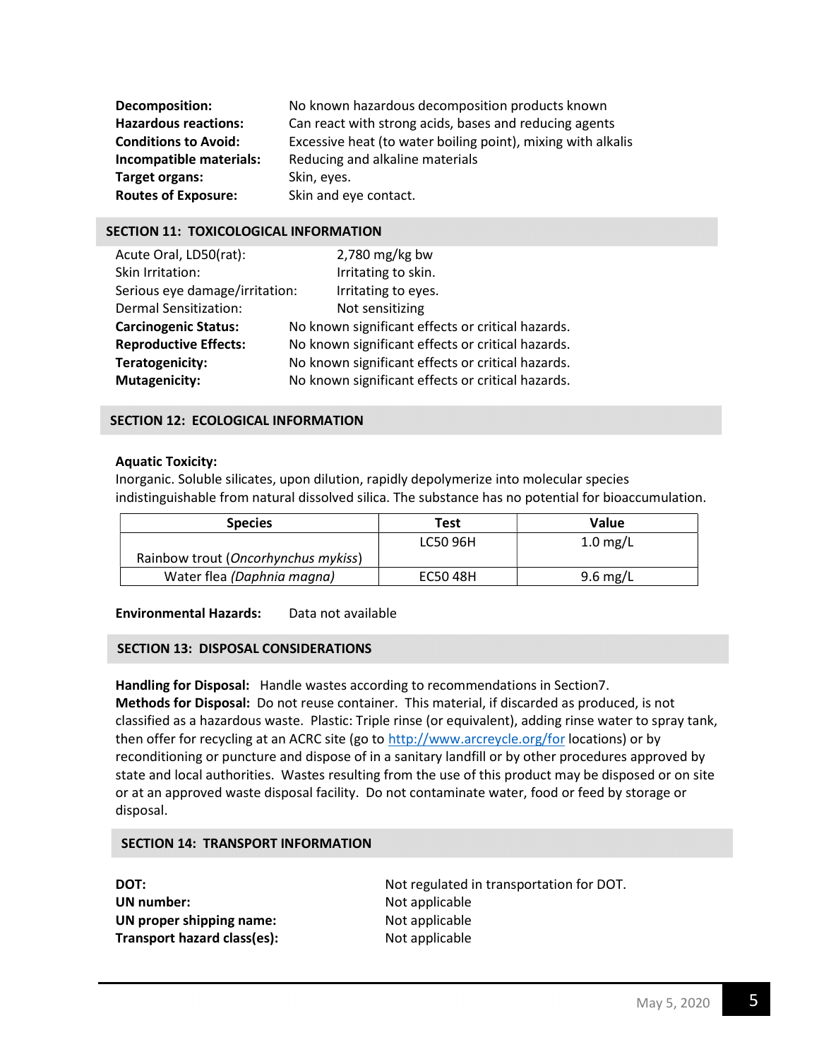**Decomposition:** No known hazardous decomposition products known
**Hazardous reactions:** Can react with strong acids, bases and reducing agents
**Conditions to Avoid:** Excessive heat (to water boiling point), mixing with alkalis
**Incompatible materials:** Reducing and alkaline materials
**Target organs:** Skin, eyes.
**Routes of Exposure:** Skin and eye contact.

## SECTION 11: TOXICOLOGICAL INFORMATION

Acute Oral, LD50(rat): 2,780 mg/kg bw
Skin Irritation: Irritating to skin.
Serious eye damage/irritation: Irritating to eyes.
Dermal Sensitization: Not sensitizing
**Carcinogenic Status:** No known significant effects or critical hazards.
**Reproductive Effects:** No known significant effects or critical hazards.
**Teratogenicity:** No known significant effects or critical hazards.
**Mutagenicity:** No known significant effects or critical hazards.

## SECTION 12: ECOLOGICAL INFORMATION

**Aquatic Toxicity:**
Inorganic. Soluble silicates, upon dilution, rapidly depolymerize into molecular species indistinguishable from natural dissolved silica. The substance has no potential for bioaccumulation.

| Species | Test | Value |
|---|---|---|
| Rainbow trout (*Oncorhynchus mykiss*) | LC50 96H | 1.0 mg/L |
| Water flea *(Daphnia magna)* | EC50 48H | 9.6 mg/L |

**Environmental Hazards:** Data not available

## SECTION 13: DISPOSAL CONSIDERATIONS

**Handling for Disposal:** Handle wastes according to recommendations in Section7.
**Methods for Disposal:** Do not reuse container. This material, if discarded as produced, is not classified as a hazardous waste. Plastic: Triple rinse (or equivalent), adding rinse water to spray tank, then offer for recycling at an ACRC site (go to http://www.arcreycle.org/for locations) or by reconditioning or puncture and dispose of in a sanitary landfill or by other procedures approved by state and local authorities. Wastes resulting from the use of this product may be disposed of on site or at an approved waste disposal facility. Do not contaminate water, food or feed by storage or disposal.

## SECTION 14: TRANSPORT INFORMATION

**DOT:** Not regulated in transportation for DOT.
**UN number:** Not applicable
**UN proper shipping name:** Not applicable
**Transport hazard class(es):** Not applicable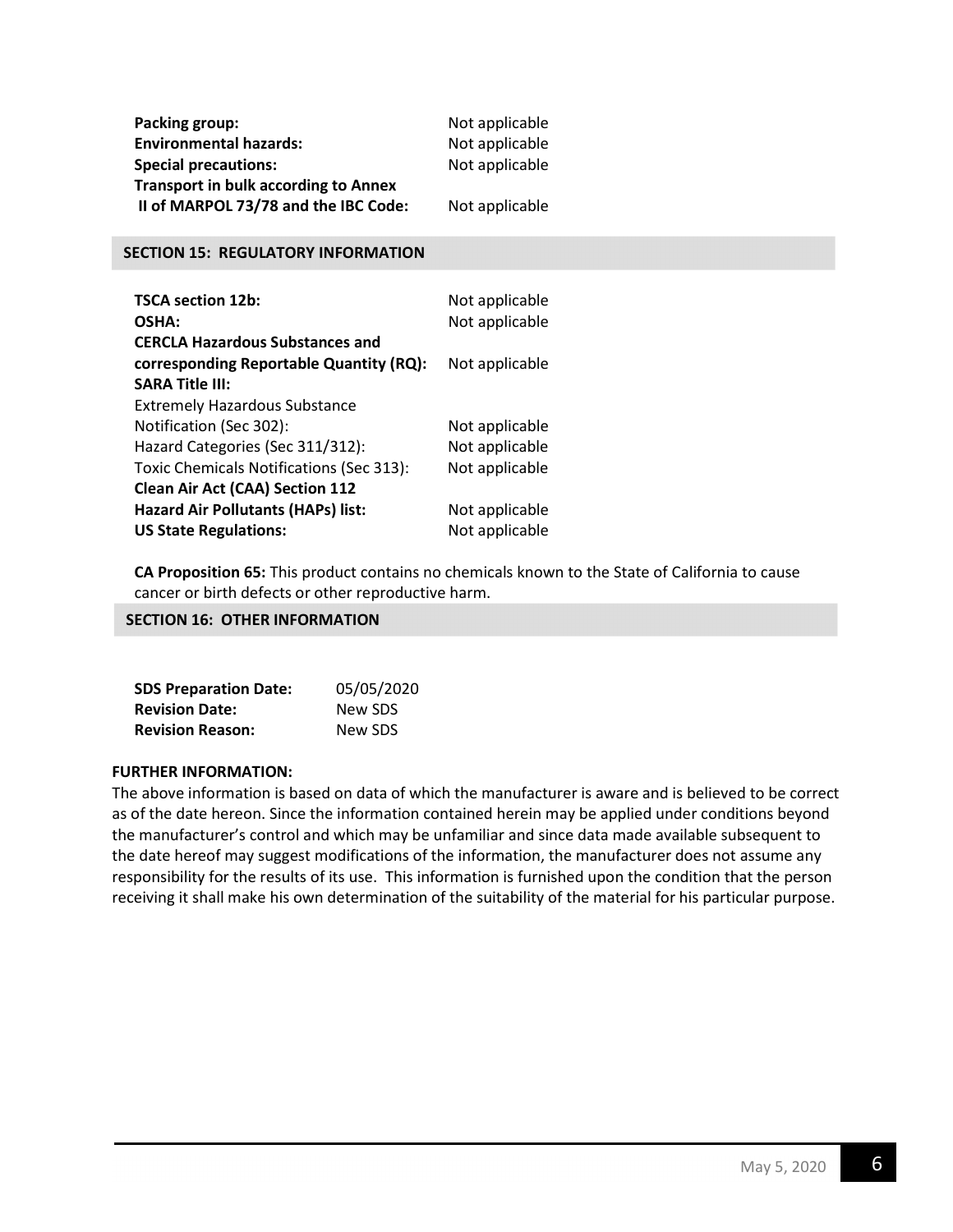| | |
|---|---|
| **Packing group:** | Not applicable |
| **Environmental hazards:** | Not applicable |
| **Special precautions:** | Not applicable |
| **Transport in bulk according to Annex II of MARPOL 73/78 and the IBC Code:** | Not applicable |

## SECTION 15: REGULATORY INFORMATION

| | |
|---|---|
| **TSCA section 12b:** | Not applicable |
| **OSHA:** | Not applicable |
| **CERCLA Hazardous Substances and corresponding Reportable Quantity (RQ):** | Not applicable |
| **SARA Title III:** | |
| Extremely Hazardous Substance Notification (Sec 302): | Not applicable |
| Hazard Categories (Sec 311/312): | Not applicable |
| Toxic Chemicals Notifications (Sec 313): | Not applicable |
| **Clean Air Act (CAA) Section 112 Hazard Air Pollutants (HAPs) list:** | Not applicable |
| **US State Regulations:** | Not applicable |

**CA Proposition 65:** This product contains no chemicals known to the State of California to cause cancer or birth defects or other reproductive harm.

## SECTION 16: OTHER INFORMATION

| | |
|---|---|
| **SDS Preparation Date:** | 05/05/2020 |
| **Revision Date:** | New SDS |
| **Revision Reason:** | New SDS |

**FURTHER INFORMATION:**

The above information is based on data of which the manufacturer is aware and is believed to be correct as of the date hereon. Since the information contained herein may be applied under conditions beyond the manufacturer's control and which may be unfamiliar and since data made available subsequent to the date hereof may suggest modifications of the information, the manufacturer does not assume any responsibility for the results of its use. This information is furnished upon the condition that the person receiving it shall make his own determination of the suitability of the material for his particular purpose.